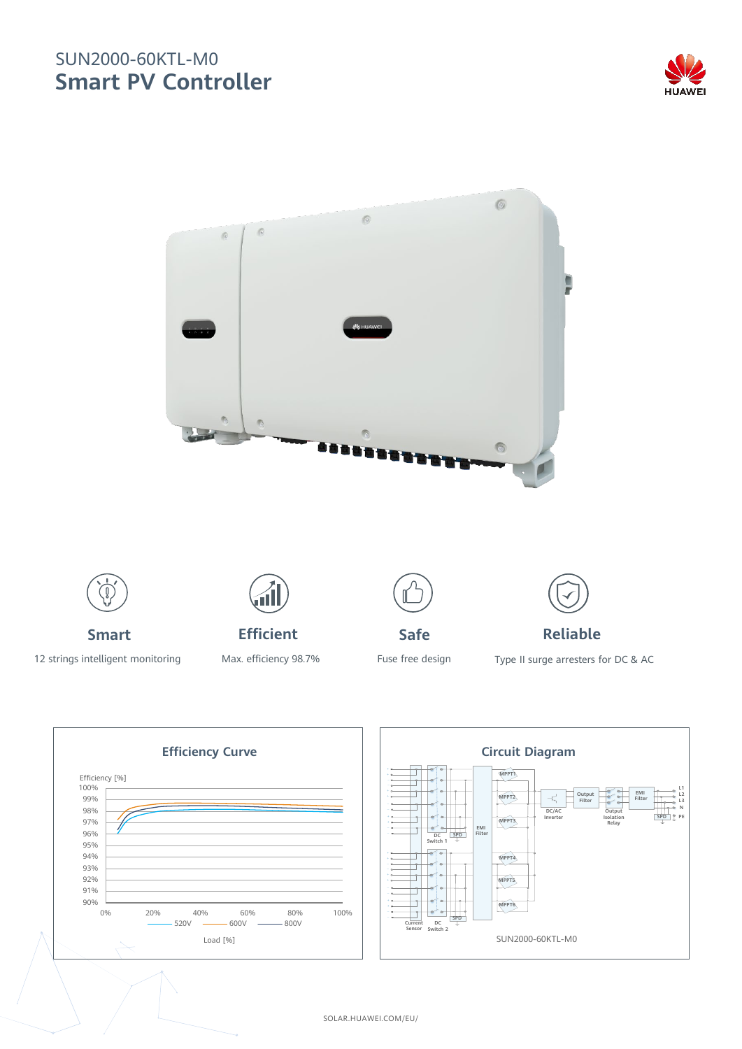SUN2000-60KTL-M0

# Smart PV Controller

**Smart**

12 strings intelligent monitoring

**Efficient**

Max. efficiency 98.7%

**Safe**

Fuse free design

**Reliable**

Type II surge arresters for DC & AC

## Efficiency Curve

Efficiency [%]

100%
99%
98%
97%
96%
95%
94%
93%
92%
91%
90%

0% 20% 40% 60% 80% 100%

520V 600V 800V

Load [%]

## Circuit Diagram

MPPT1, MPPT2, MPPT3, MPPT4, MPPT5, MPPT6, Current Sensor, DC Switch 1, DC Switch 2, SPD, EMI Filter, DC/AC Inverter, Output Filter, Output Isolation Relay, EMI Filter, SPD, L1, L2, L3, N, PE

SUN2000-60KTL-M0

SOLAR.HUAWEI.COM/EU/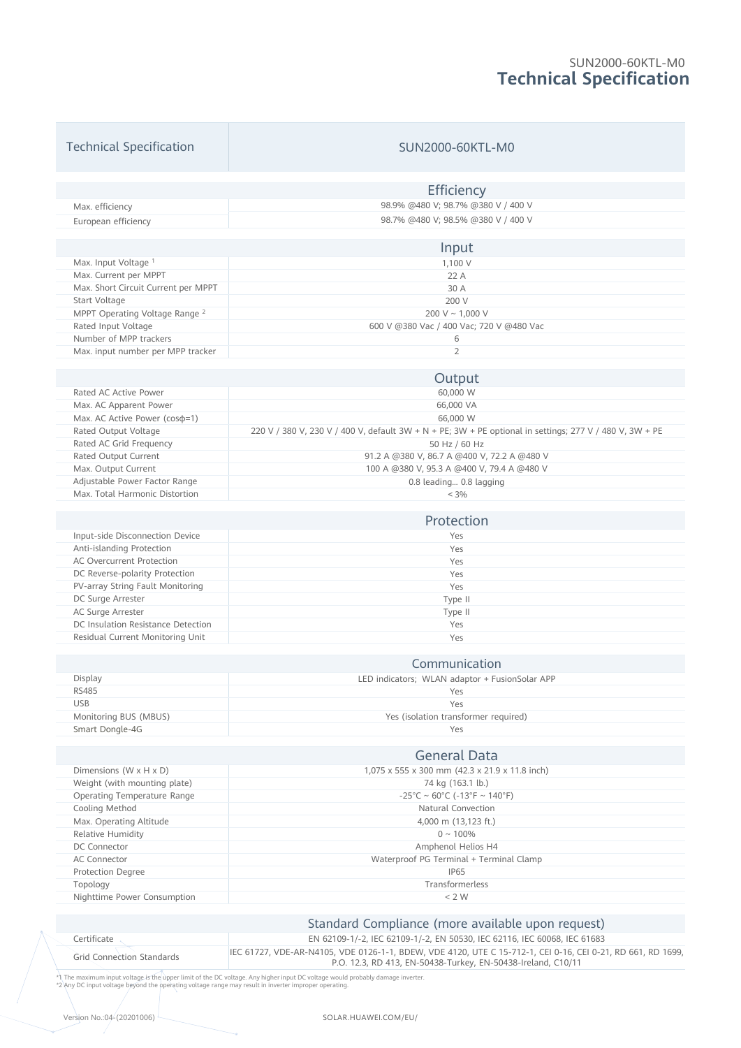SUN2000-60KTL-M0

# Technical Specification

| Technical Specification | SUN2000-60KTL-M0 |
| --- | --- |
| **Efficiency** | |
| Max. efficiency | 98.9% @480 V; 98.7% @380 V / 400 V |
| European efficiency | 98.7% @480 V; 98.5% @380 V / 400 V |
| **Input** | |
| Max. Input Voltage [1] | 1,100 V |
| Max. Current per MPPT | 22 A |
| Max. Short Circuit Current per MPPT | 30 A |
| Start Voltage | 200 V |
| MPPT Operating Voltage Range [2] | 200 V ~ 1,000 V |
| Rated Input Voltage | 600 V @380 Vac / 400 Vac; 720 V @480 Vac |
| Number of MPP trackers | 6 |
| Max. input number per MPP tracker | 2 |
| **Output** | |
| Rated AC Active Power | 60,000 W |
| Max. AC Apparent Power | 66,000 VA |
| Max. AC Active Power (cosφ=1) | 66,000 W |
| Rated Output Voltage | 220 V / 380 V, 230 V / 400 V, default 3W + N + PE; 3W + PE optional in settings; 277 V / 480 V, 3W + PE |
| Rated AC Grid Frequency | 50 Hz / 60 Hz |
| Rated Output Current | 91.2 A @380 V, 86.7 A @400 V, 72.2 A @480 V |
| Max. Output Current | 100 A @380 V, 95.3 A @400 V, 79.4 A @480 V |
| Adjustable Power Factor Range | 0.8 leading... 0.8 lagging |
| Max. Total Harmonic Distortion | < 3% |
| **Protection** | |
| Input-side Disconnection Device | Yes |
| Anti-islanding Protection | Yes |
| AC Overcurrent Protection | Yes |
| DC Reverse-polarity Protection | Yes |
| PV-array String Fault Monitoring | Yes |
| DC Surge Arrester | Type II |
| AC Surge Arrester | Type II |
| DC Insulation Resistance Detection | Yes |
| Residual Current Monitoring Unit | Yes |
| **Communication** | |
| Display | LED indicators; WLAN adaptor + FusionSolar APP |
| RS485 | Yes |
| USB | Yes |
| Monitoring BUS (MBUS) | Yes (isolation transformer required) |
| Smart Dongle-4G | Yes |
| **General Data** | |
| Dimensions (W x H x D) | 1,075 x 555 x 300 mm (42.3 x 21.9 x 11.8 inch) |
| Weight (with mounting plate) | 74 kg (163.1 lb.) |
| Operating Temperature Range | -25°C ~ 60°C (-13°F ~ 140°F) |
| Cooling Method | Natural Convection |
| Max. Operating Altitude | 4,000 m (13,123 ft.) |
| Relative Humidity | 0 ~ 100% |
| DC Connector | Amphenol Helios H4 |
| AC Connector | Waterproof PG Terminal + Terminal Clamp |
| Protection Degree | IP65 |
| Topology | Transformerless |
| Nighttime Power Consumption | < 2 W |
| **Standard Compliance (more available upon request)** | |
| Certificate | EN 62109-1/-2, IEC 62109-1/-2, EN 50530, IEC 62116, IEC 60068, IEC 61683 |
| Grid Connection Standards | IEC 61727, VDE-AR-N4105, VDE 0126-1-1, BDEW, VDE 4120, UTE C 15-712-1, CEI 0-16, CEI 0-21, RD 661, RD 1699, P.O. 12.3, RD 413, EN-50438-Turkey, EN-50438-Ireland, C10/11 |

*1 The maximum input voltage is the upper limit of the DC voltage. Any higher input DC voltage would probably damage inverter.
*2 Any DC input voltage beyond the operating voltage range may result in inverter improper operating.

Version No.:04-(20201006)

SOLAR.HUAWEI.COM/EU/